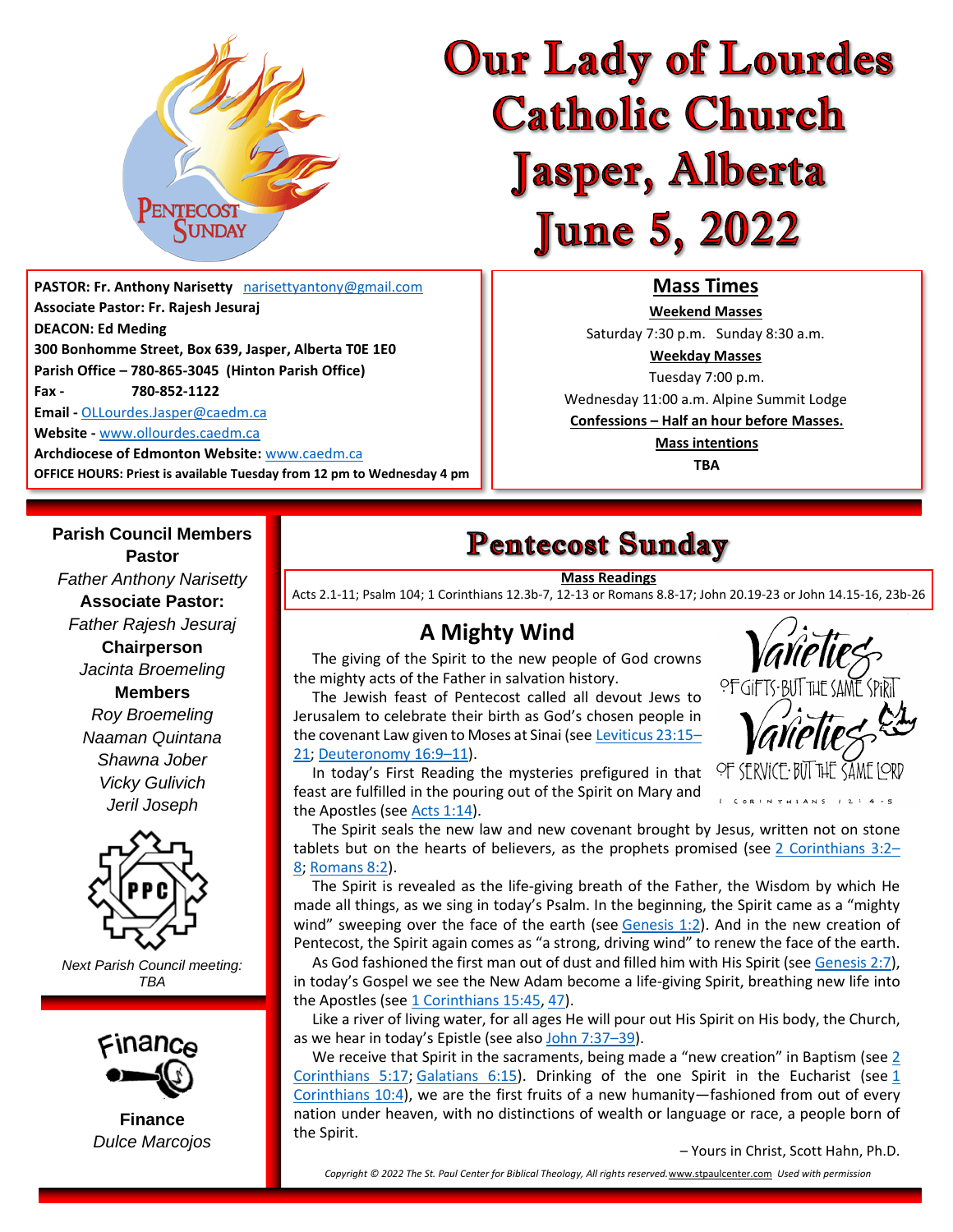# Our Lady of Lourdes Catholic Church Jasper, Alberta June 5, 2022

**PASTOR: Fr. Anthony Narisetty** narisettyantony@gmail.com
**Associate Pastor: Fr. Rajesh Jesuraj**
**DEACON: Ed Meding**
**300 Bonhomme Street, Box 639, Jasper, Alberta T0E 1E0**
**Parish Office – 780-865-3045 (Hinton Parish Office)**
**Fax - 780-852-1122**
**Email -** OLLourdes.Jasper@caedm.ca
**Website -** www.ollourdes.caedm.ca
**Archdiocese of Edmonton Website:** www.caedm.ca
**OFFICE HOURS: Priest is available Tuesday from 12 pm to Wednesday 4 pm**

## Mass Times

**Weekend Masses**
Saturday 7:30 p.m. Sunday 8:30 a.m.

**Weekday Masses**
Tuesday 7:00 p.m.
Wednesday 11:00 a.m. Alpine Summit Lodge

**Confessions – Half an hour before Masses.**

**Mass intentions**
**TBA**

**Parish Council Members**

**Pastor**
*Father Anthony Narisetty*

**Associate Pastor:**
*Father Rajesh Jesuraj*

**Chairperson**
*Jacinta Broemeling*

**Members**
*Roy Broemeling*
*Naaman Quintana*
*Shawna Jober*
*Vicky Gulivich*
*Jeril Joseph*

*Next Parish Council meeting: TBA*

**Finance**
*Dulce Marcojos*

## Pentecost Sunday

**Mass Readings**
Acts 2.1-11; Psalm 104; 1 Corinthians 12.3b-7, 12-13 or Romans 8.8-17; John 20.19-23 or John 14.15-16, 23b-26

### A Mighty Wind

The giving of the Spirit to the new people of God crowns the mighty acts of the Father in salvation history.

The Jewish feast of Pentecost called all devout Jews to Jerusalem to celebrate their birth as God's chosen people in the covenant Law given to Moses at Sinai (see Leviticus 23:15–21; Deuteronomy 16:9–11).

In today's First Reading the mysteries prefigured in that feast are fulfilled in the pouring out of the Spirit on Mary and the Apostles (see Acts 1:14).

The Spirit seals the new law and new covenant brought by Jesus, written not on stone tablets but on the hearts of believers, as the prophets promised (see 2 Corinthians 3:2–8; Romans 8:2).

The Spirit is revealed as the life-giving breath of the Father, the Wisdom by which He made all things, as we sing in today's Psalm. In the beginning, the Spirit came as a "mighty wind" sweeping over the face of the earth (see Genesis 1:2). And in the new creation of Pentecost, the Spirit again comes as "a strong, driving wind" to renew the face of the earth.

As God fashioned the first man out of dust and filled him with His Spirit (see Genesis 2:7), in today's Gospel we see the New Adam become a life-giving Spirit, breathing new life into the Apostles (see 1 Corinthians 15:45, 47).

Like a river of living water, for all ages He will pour out His Spirit on His body, the Church, as we hear in today's Epistle (see also John 7:37–39).

We receive that Spirit in the sacraments, being made a "new creation" in Baptism (see 2 Corinthians 5:17; Galatians 6:15). Drinking of the one Spirit in the Eucharist (see 1 Corinthians 10:4), we are the first fruits of a new humanity—fashioned from out of every nation under heaven, with no distinctions of wealth or language or race, a people born of the Spirit.

– Yours in Christ, Scott Hahn, Ph.D.

*Copyright © 2022 The St. Paul Center for Biblical Theology, All rights reserved.* www.stpaulcenter.com *Used with permission*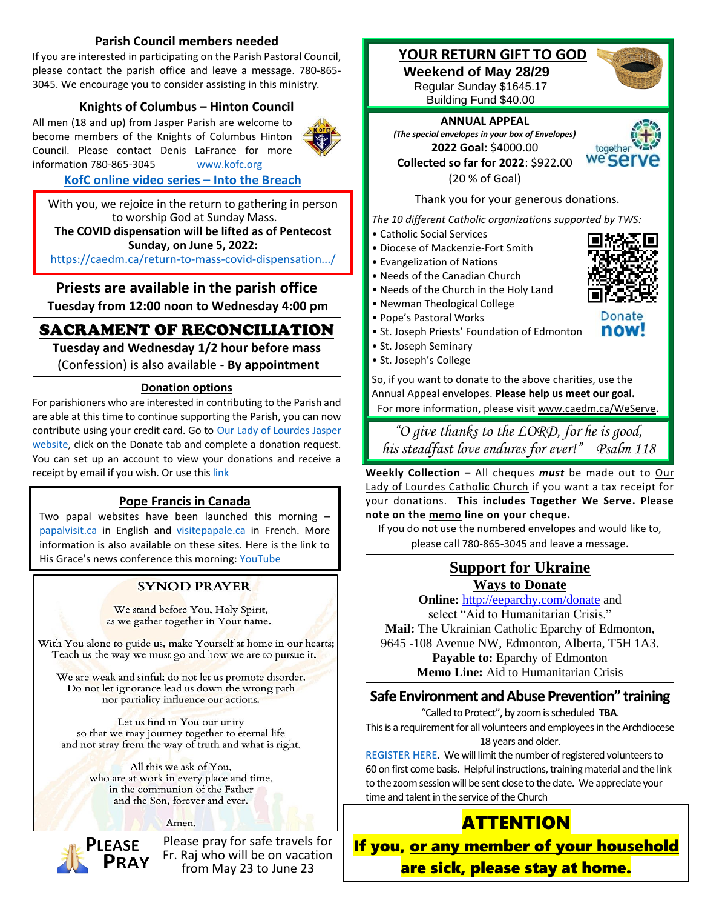## Parish Council members needed

If you are interested in participating on the Parish Pastoral Council, please contact the parish office and leave a message. 780-865-3045. We encourage you to consider assisting in this ministry.

## Knights of Columbus – Hinton Council

All men (18 and up) from Jasper Parish are welcome to become members of the Knights of Columbus Hinton Council. Please contact Denis LaFrance for more information 780-865-3045 www.kofc.org

**KofC online video series – Into the Breach**

With you, we rejoice in the return to gathering in person to worship God at Sunday Mass.
**The COVID dispensation will be lifted as of Pentecost Sunday, on June 5, 2022:**
https://caedm.ca/return-to-mass-covid-dispensation.../

## Priests are available in the parish office

**Tuesday from 12:00 noon to Wednesday 4:00 pm**

## SACRAMENT OF RECONCILIATION

**Tuesday and Wednesday 1/2 hour before mass**
(Confession) is also available - **By appointment**

### Donation options

For parishioners who are interested in contributing to the Parish and are able at this time to continue supporting the Parish, you can now contribute using your credit card. Go to Our Lady of Lourdes Jasper website, click on the Donate tab and complete a donation request. You can set up an account to view your donations and receive a receipt by email if you wish. Or use this link

### Pope Francis in Canada

Two papal websites have been launched this morning – papalvisit.ca in English and visitepapale.ca in French. More information is also available on these sites. Here is the link to His Grace's news conference this morning: YouTube

### SYNOD PRAYER

We stand before You, Holy Spirit,
as we gather together in Your name.

With You alone to guide us, make Yourself at home in our hearts;
Teach us the way we must go and how we are to pursue it.

We are weak and sinful; do not let us promote disorder.
Do not let ignorance lead us down the wrong path
nor partiality influence our actions.

Let us find in You our unity
so that we may journey together to eternal life
and not stray from the way of truth and what is right.

All this we ask of You,
who are at work in every place and time,
in the communion of the Father
and the Son, forever and ever.

Amen.

**PLEASE PRAY**

Please pray for safe travels for Fr. Raj who will be on vacation from May 23 to June 23

## YOUR RETURN GIFT TO GOD

**Weekend of May 28/29**
Regular Sunday $1645.17
Building Fund $40.00

**ANNUAL APPEAL**
***(The special envelopes in your box of Envelopes)***
**2022 Goal:** $4000.00
**Collected so far for 2022**: $922.00
(20 % of Goal)

together we serve

Thank you for your generous donations.

*The 10 different Catholic organizations supported by TWS:*

- Catholic Social Services
- Diocese of Mackenzie-Fort Smith
- Evangelization of Nations
- Needs of the Canadian Church
- Needs of the Church in the Holy Land
- Newman Theological College
- Pope's Pastoral Works
- St. Joseph Priests' Foundation of Edmonton
- St. Joseph Seminary
- St. Joseph's College

Donate now!

So, if you want to donate to the above charities, use the Annual Appeal envelopes. **Please help us meet our goal.** For more information, please visit www.caedm.ca/WeServe.

*"O give thanks to the LORD, for he is good, his steadfast love endures for ever!" Psalm 118*

**Weekly Collection –** All cheques ***must*** be made out to Our Lady of Lourdes Catholic Church if you want a tax receipt for your donations. **This includes Together We Serve. Please note on the memo line on your cheque.**
If you do not use the numbered envelopes and would like to, please call 780-865-3045 and leave a message.

## Support for Ukraine

### Ways to Donate

**Online:** http://eeparchy.com/donate and select "Aid to Humanitarian Crisis."
**Mail:** The Ukrainian Catholic Eparchy of Edmonton, 9645 -108 Avenue NW, Edmonton, Alberta, T5H 1A3.
**Payable to:** Eparchy of Edmonton
**Memo Line:** Aid to Humanitarian Crisis

## Safe Environment and Abuse Prevention" training

"Called to Protect", by zoom is scheduled **TBA**.
This is a requirement for all volunteers and employees in the Archdiocese 18 years and older.
REGISTER HERE. We will limit the number of registered volunteers to 60 on first come basis. Helpful instructions, training material and the link to the zoom session will be sent close to the date. We appreciate your time and talent in the service of the Church

## ATTENTION

**If you, or any member of your household are sick, please stay at home.**